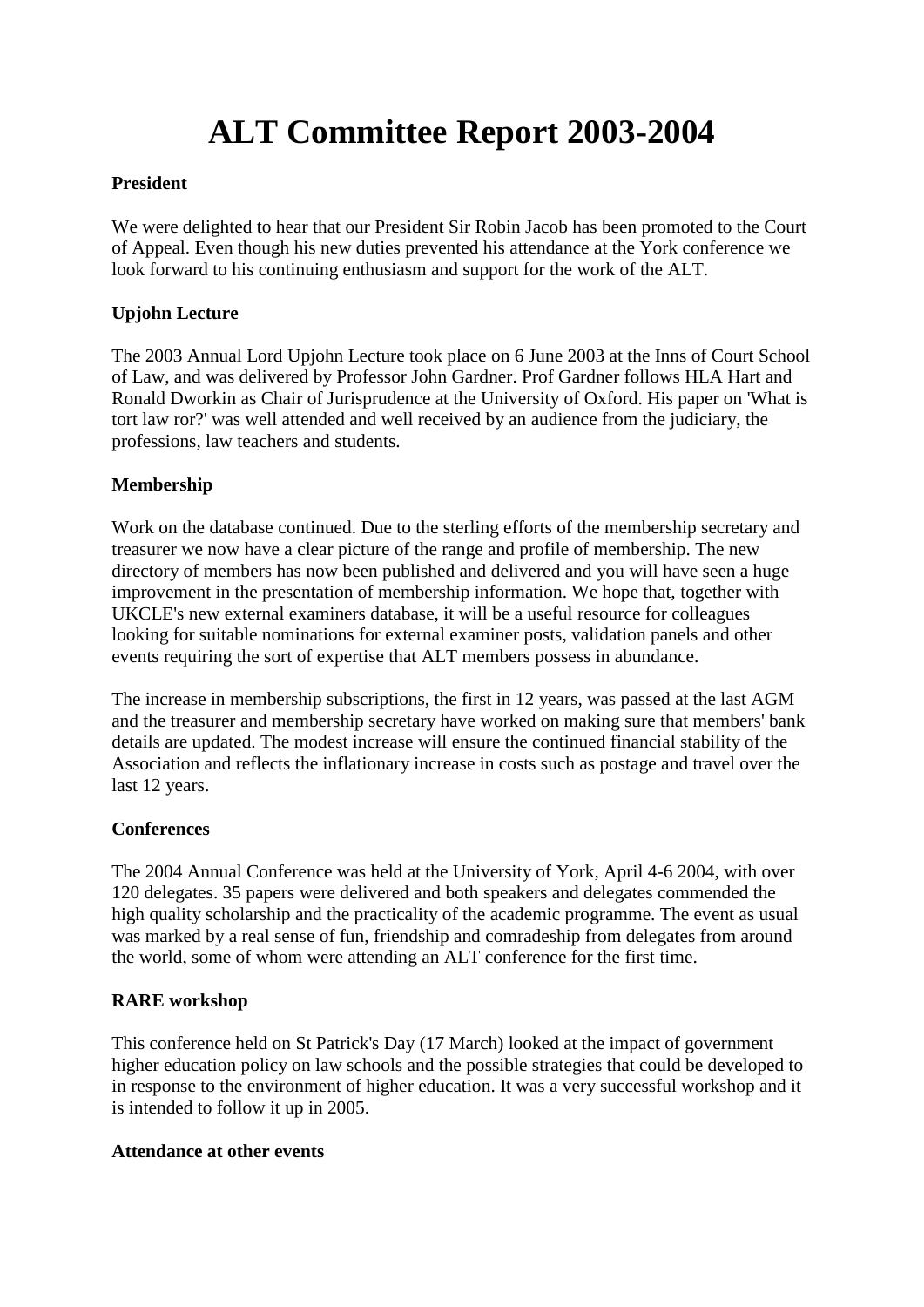# ALT Committee Report 2003-2004

**President**

We were delighted to hear that our President Sir Robin Jacob has been promoted to the Court of Appeal. Even though his new duties prevented his attendance at the York conference we look forward to his continuing enthusiasm and support for the work of the ALT.

**Upjohn Lecture**

The 2003 Annual Lord Upjohn Lecture took place on 6 June 2003 at the Inns of Court School of Law, and was delivered by Professor John Gardner. Prof Gardner follows HLA Hart and Ronald Dworkin as Chair of Jurisprudence at the University of Oxford. His paper on 'What is tort law ror?' was well attended and well received by an audience from the judiciary, the professions, law teachers and students.

**Membership**

Work on the database continued. Due to the sterling efforts of the membership secretary and treasurer we now have a clear picture of the range and profile of membership. The new directory of members has now been published and delivered and you will have seen a huge improvement in the presentation of membership information. We hope that, together with UKCLE's new external examiners database, it will be a useful resource for colleagues looking for suitable nominations for external examiner posts, validation panels and other events requiring the sort of expertise that ALT members possess in abundance.

The increase in membership subscriptions, the first in 12 years, was passed at the last AGM and the treasurer and membership secretary have worked on making sure that members' bank details are updated. The modest increase will ensure the continued financial stability of the Association and reflects the inflationary increase in costs such as postage and travel over the last 12 years.

**Conferences**

The 2004 Annual Conference was held at the University of York, April 4-6 2004, with over 120 delegates. 35 papers were delivered and both speakers and delegates commended the high quality scholarship and the practicality of the academic programme. The event as usual was marked by a real sense of fun, friendship and comradeship from delegates from around the world, some of whom were attending an ALT conference for the first time.

**RARE workshop**

This conference held on St Patrick's Day (17 March) looked at the impact of government higher education policy on law schools and the possible strategies that could be developed to in response to the environment of higher education. It was a very successful workshop and it is intended to follow it up in 2005.

**Attendance at other events**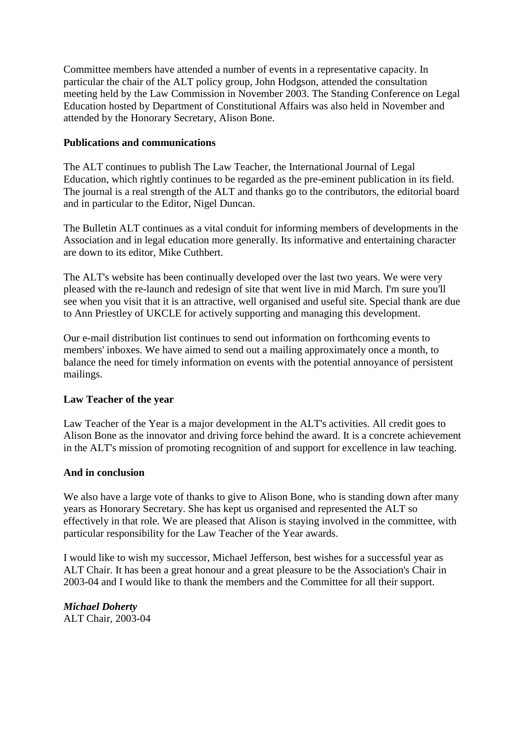Committee members have attended a number of events in a representative capacity. In particular the chair of the ALT policy group, John Hodgson, attended the consultation meeting held by the Law Commission in November 2003. The Standing Conference on Legal Education hosted by Department of Constitutional Affairs was also held in November and attended by the Honorary Secretary, Alison Bone.

**Publications and communications**

The ALT continues to publish The Law Teacher, the International Journal of Legal Education, which rightly continues to be regarded as the pre-eminent publication in its field. The journal is a real strength of the ALT and thanks go to the contributors, the editorial board and in particular to the Editor, Nigel Duncan.

The Bulletin ALT continues as a vital conduit for informing members of developments in the Association and in legal education more generally. Its informative and entertaining character are down to its editor, Mike Cuthbert.

The ALT's website has been continually developed over the last two years. We were very pleased with the re-launch and redesign of site that went live in mid March. I'm sure you'll see when you visit that it is an attractive, well organised and useful site. Special thank are due to Ann Priestley of UKCLE for actively supporting and managing this development.

Our e-mail distribution list continues to send out information on forthcoming events to members' inboxes. We have aimed to send out a mailing approximately once a month, to balance the need for timely information on events with the potential annoyance of persistent mailings.

**Law Teacher of the year**

Law Teacher of the Year is a major development in the ALT's activities. All credit goes to Alison Bone as the innovator and driving force behind the award. It is a concrete achievement in the ALT's mission of promoting recognition of and support for excellence in law teaching.

**And in conclusion**

We also have a large vote of thanks to give to Alison Bone, who is standing down after many years as Honorary Secretary. She has kept us organised and represented the ALT so effectively in that role. We are pleased that Alison is staying involved in the committee, with particular responsibility for the Law Teacher of the Year awards.

I would like to wish my successor, Michael Jefferson, best wishes for a successful year as ALT Chair. It has been a great honour and a great pleasure to be the Association's Chair in 2003-04 and I would like to thank the members and the Committee for all their support.

***Michael Doherty***
ALT Chair, 2003-04